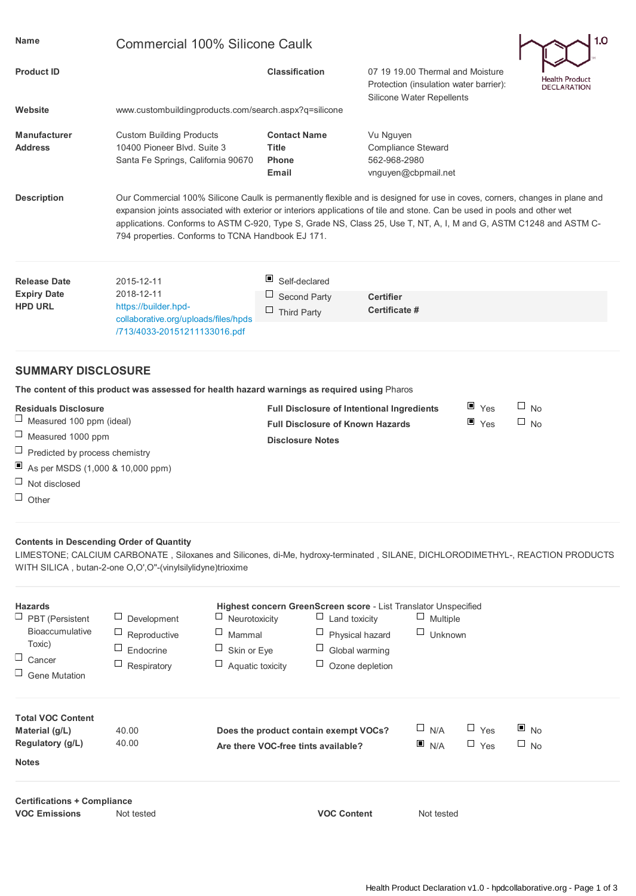**Name** Commercial 100% Silicone Caulk

Health Product DECLARATION 1.0

**Product ID**

**Classification** 07 19 19.00 Thermal and Moisture Protection (insulation water barrier): Silicone Water Repellents

**Website** www.custombuildingproducts.com/search.aspx?q=silicone

**Manufacturer Address** Custom Building Products
10400 Pioneer Blvd. Suite 3
Santa Fe Springs, California 90670

**Contact Name** Vu Nguyen
**Title** Compliance Steward
**Phone** 562-968-2980
**Email** vnguyen@cbpmail.net

**Description** Our Commercial 100% Silicone Caulk is permanently flexible and is designed for use in coves, corners, changes in plane and expansion joints associated with exterior or interiors applications of tile and stone. Can be used in pools and other wet applications. Conforms to ASTM C-920, Type S, Grade NS, Class 25, Use T, NT, A, I, M and G, ASTM C1248 and ASTM C-794 properties. Conforms to TCNA Handbook EJ 171.

**Release Date** 2015-12-11
**Expiry Date** 2018-12-11
**HPD URL** https://builder.hpd-collaborative.org/uploads/files/hpds/713/4033-20151211133016.pdf

- [x] Self-declared
- [ ] Second Party
- [ ] Third Party

**Certifier**
**Certificate #**

## SUMMARY DISCLOSURE

**The content of this product was assessed for health hazard warnings as required using** Pharos

**Residuals Disclosure**

- [ ] Measured 100 ppm (ideal)
- [ ] Measured 1000 ppm
- [ ] Predicted by process chemistry
- [x] As per MSDS (1,000 & 10,000 ppm)
- [ ] Not disclosed
- [ ] Other

| | Yes | No |
|---|---|---|
| **Full Disclosure of Intentional Ingredients** | [x] | [ ] |
| **Full Disclosure of Known Hazards** | [x] | [ ] |

**Disclosure Notes**

**Contents in Descending Order of Quantity**

LIMESTONE; CALCIUM CARBONATE , Siloxanes and Silicones, di-Me, hydroxy-terminated , SILANE, DICHLORODIMETHYL-, REACTION PRODUCTS WITH SILICA , butan-2-one O,O',O''-(vinylsilylidyne)trioxime

**Hazards**

- [ ] PBT (Persistent Bioaccumulative Toxic)
- [ ] Cancer
- [ ] Gene Mutation
- [ ] Development
- [ ] Reproductive
- [ ] Endocrine
- [ ] Respiratory

**Highest concern GreenScreen score** - List Translator Unspecified

- [ ] Neurotoxicity
- [ ] Mammal
- [ ] Skin or Eye
- [ ] Aquatic toxicity
- [ ] Land toxicity
- [ ] Physical hazard
- [ ] Global warming
- [ ] Ozone depletion
- [ ] Multiple
- [ ] Unknown

**Total VOC Content**
**Material (g/L)** 40.00
**Regulatory (g/L)** 40.00

| | N/A | Yes | No |
|---|---|---|---|
| **Does the product contain exempt VOCs?** | [ ] | [ ] | [x] |
| **Are there VOC-free tints available?** | [x] | [ ] | [ ] |

**Notes**

**Certifications + Compliance**

**VOC Emissions** Not tested

**VOC Content** Not tested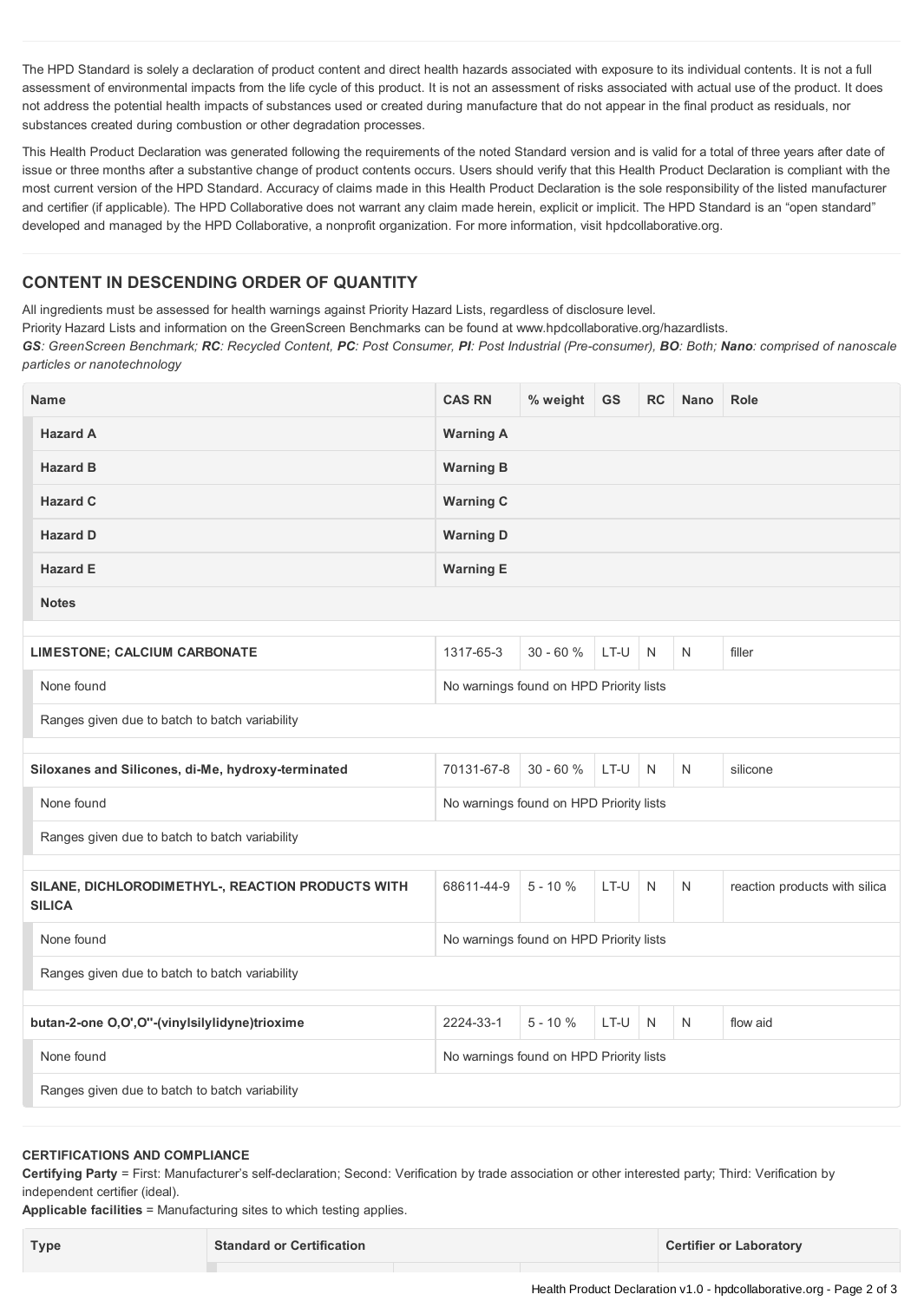The HPD Standard is solely a declaration of product content and direct health hazards associated with exposure to its individual contents. It is not a full assessment of environmental impacts from the life cycle of this product. It is not an assessment of risks associated with actual use of the product. It does not address the potential health impacts of substances used or created during manufacture that do not appear in the final product as residuals, nor substances created during combustion or other degradation processes.

This Health Product Declaration was generated following the requirements of the noted Standard version and is valid for a total of three years after date of issue or three months after a substantive change of product contents occurs. Users should verify that this Health Product Declaration is compliant with the most current version of the HPD Standard. Accuracy of claims made in this Health Product Declaration is the sole responsibility of the listed manufacturer and certifier (if applicable). The HPD Collaborative does not warrant any claim made herein, explicit or implicit. The HPD Standard is an "open standard" developed and managed by the HPD Collaborative, a nonprofit organization. For more information, visit hpdcollaborative.org.

## CONTENT IN DESCENDING ORDER OF QUANTITY

All ingredients must be assessed for health warnings against Priority Hazard Lists, regardless of disclosure level.
Priority Hazard Lists and information on the GreenScreen Benchmarks can be found at www.hpdcollaborative.org/hazardlists.
***GS**: GreenScreen Benchmark; **RC**: Recycled Content, **PC**: Post Consumer, **PI**: Post Industrial (Pre-consumer), **BO**: Both; **Nano**: comprised of nanoscale particles or nanotechnology*

| Name | CAS RN | % weight | GS | RC | Nano | Role |
|---|---|---|---|---|---|---|
| **Hazard A** | **Warning A** | | | | | |
| **Hazard B** | **Warning B** | | | | | |
| **Hazard C** | **Warning C** | | | | | |
| **Hazard D** | **Warning D** | | | | | |
| **Hazard E** | **Warning E** | | | | | |
| **Notes** | | | | | | |
| **LIMESTONE; CALCIUM CARBONATE** | 1317-65-3 | 30 - 60 % | LT-U | N | N | filler |
| None found | No warnings found on HPD Priority lists | | | | | |
| Ranges given due to batch to batch variability | | | | | | |
| **Siloxanes and Silicones, di-Me, hydroxy-terminated** | 70131-67-8 | 30 - 60 % | LT-U | N | N | silicone |
| None found | No warnings found on HPD Priority lists | | | | | |
| Ranges given due to batch to batch variability | | | | | | |
| **SILANE, DICHLORODIMETHYL-, REACTION PRODUCTS WITH SILICA** | 68611-44-9 | 5 - 10 % | LT-U | N | N | reaction products with silica |
| None found | No warnings found on HPD Priority lists | | | | | |
| Ranges given due to batch to batch variability | | | | | | |
| **butan-2-one O,O',O''-(vinylsilylidyne)trioxime** | 2224-33-1 | 5 - 10 % | LT-U | N | N | flow aid |
| None found | No warnings found on HPD Priority lists | | | | | |
| Ranges given due to batch to batch variability | | | | | | |

### CERTIFICATIONS AND COMPLIANCE

**Certifying Party** = First: Manufacturer's self-declaration; Second: Verification by trade association or other interested party; Third: Verification by independent certifier (ideal).
**Applicable facilities** = Manufacturing sites to which testing applies.

| Type | Standard or Certification | Certifier or Laboratory |
|---|---|---|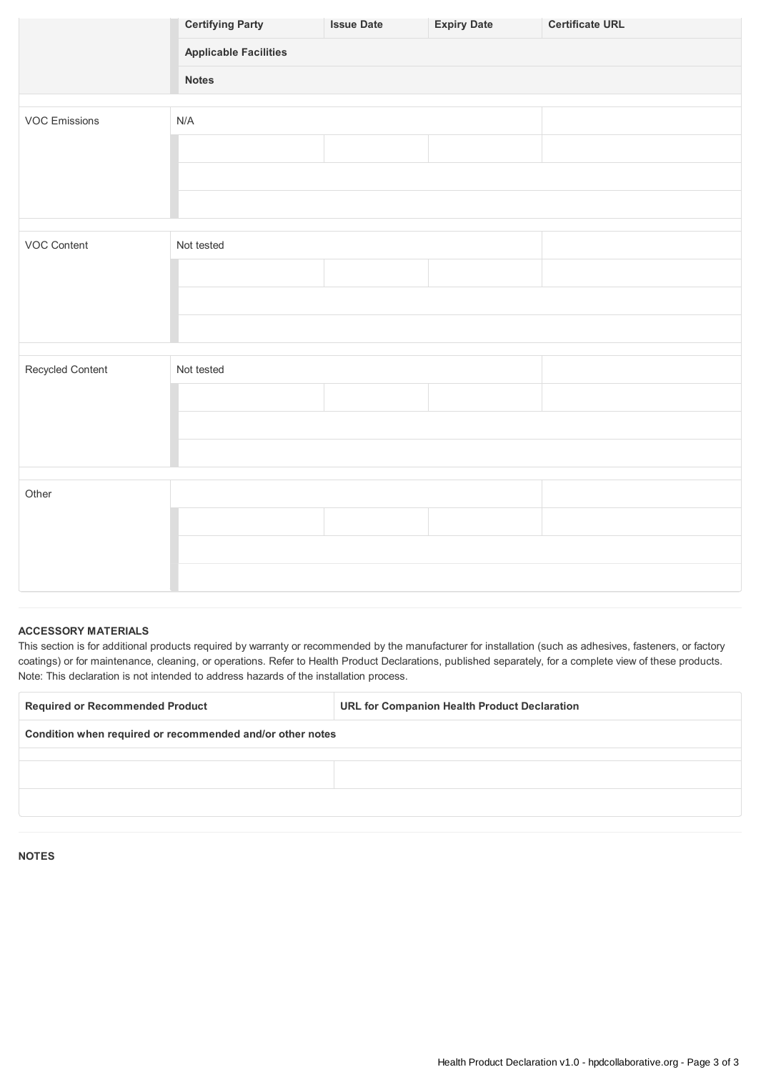| | Certifying Party | Issue Date | Expiry Date | Certificate URL |
|---|---|---|---|---|
| | Applicable Facilities | | | |
| | Notes | | | |
| VOC Emissions | N/A | | | |
| | | | | |
| | | | | |
| | | | | |
| VOC Content | Not tested | | | |
| | | | | |
| | | | | |
| | | | | |
| Recycled Content | Not tested | | | |
| | | | | |
| | | | | |
| | | | | |
| Other | | | | |
| | | | | |
| | | | | |
| | | | | |

**ACCESSORY MATERIALS**

This section is for additional products required by warranty or recommended by the manufacturer for installation (such as adhesives, fasteners, or factory coatings) or for maintenance, cleaning, or operations. Refer to Health Product Declarations, published separately, for a complete view of these products. Note: This declaration is not intended to address hazards of the installation process.

| Required or Recommended Product | URL for Companion Health Product Declaration |
|---|---|
| **Condition when required or recommended and/or other notes** | |
| | |
| | |

**NOTES**